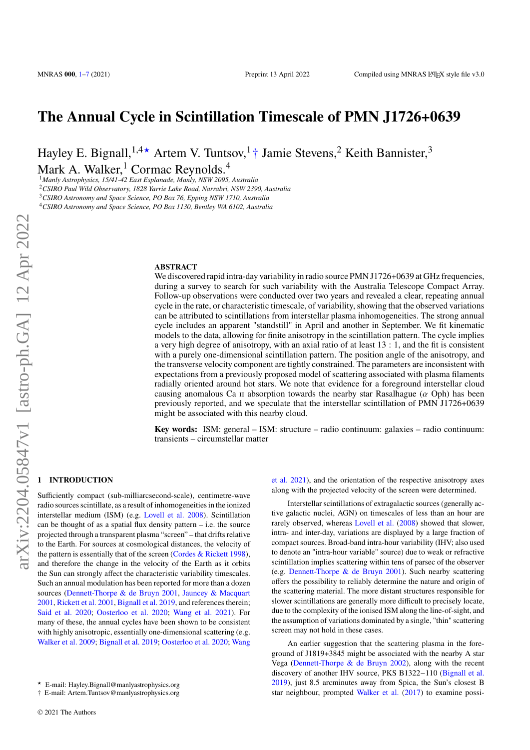# The Annual Cycle in Scintillation Timescale of PMN J1726+0639

Hayley E. Bignall,[1,4]⋆ Artem V. Tuntsov,[1]† Jamie Stevens,[2] Keith Bannister,[3] Mark A. Walker,[1] Cormac Reynolds.[4]

[1]*Manly Astrophysics, 15/41-42 East Esplanade, Manly, NSW 2095, Australia*
[2]*CSIRO Paul Wild Observatory, 1828 Yarrie Lake Road, Narrabri, NSW 2390, Australia*
[3]*CSIRO Astronomy and Space Science, PO Box 76, Epping NSW 1710, Australia*
[4]*CSIRO Astronomy and Space Science, PO Box 1130, Bentley WA 6102, Australia*

## ABSTRACT

We discovered rapid intra-day variability in radio source PMN J1726+0639 at GHz frequencies, during a survey to search for such variability with the Australia Telescope Compact Array. Follow-up observations were conducted over two years and revealed a clear, repeating annual cycle in the rate, or characteristic timescale, of variability, showing that the observed variations can be attributed to scintillations from interstellar plasma inhomogeneities. The strong annual cycle includes an apparent "standstill" in April and another in September. We fit kinematic models to the data, allowing for finite anisotropy in the scintillation pattern. The cycle implies a very high degree of anisotropy, with an axial ratio of at least 13 : 1, and the fit is consistent with a purely one-dimensional scintillation pattern. The position angle of the anisotropy, and the transverse velocity component are tightly constrained. The parameters are inconsistent with expectations from a previously proposed model of scattering associated with plasma filaments radially oriented around hot stars. We note that evidence for a foreground interstellar cloud causing anomalous Ca II absorption towards the nearby star Rasalhague ($\alpha$ Oph) has been previously reported, and we speculate that the interstellar scintillation of PMN J1726+0639 might be associated with this nearby cloud.

**Key words:** ISM: general – ISM: structure – radio continuum: galaxies – radio continuum: transients – circumstellar matter

## 1 INTRODUCTION

Sufficiently compact (sub-milliarcsecond-scale), centimetre-wave radio sources scintillate, as a result of inhomogeneities in the ionized interstellar medium (ISM) (e.g. Lovell et al. 2008). Scintillation can be thought of as a spatial flux density pattern – i.e. the source projected through a transparent plasma "screen" – that drifts relative to the Earth. For sources at cosmological distances, the velocity of the pattern is essentially that of the screen (Cordes & Rickett 1998), and therefore the change in the velocity of the Earth as it orbits the Sun can strongly affect the characteristic variability timescales. Such an annual modulation has been reported for more than a dozen sources (Dennett-Thorpe & de Bruyn 2001, Jauncey & Macquart 2001, Rickett et al. 2001, Bignall et al. 2019, and references therein; Said et al. 2020; Oosterloo et al. 2020; Wang et al. 2021). For many of these, the annual cycles have been shown to be consistent with highly anisotropic, essentially one-dimensional scattering (e.g. Walker et al. 2009; Bignall et al. 2019; Oosterloo et al. 2020; Wang et al. 2021), and the orientation of the respective anisotropy axes along with the projected velocity of the screen were determined.

Interstellar scintillations of extragalactic sources (generally active galactic nuclei, AGN) on timescales of less than an hour are rarely observed, whereas Lovell et al. (2008) showed that slower, intra- and inter-day, variations are displayed by a large fraction of compact sources. Broad-band intra-hour variability (IHV; also used to denote an "intra-hour variable" source) due to weak or refractive scintillation implies scattering within tens of parsec of the observer (e.g. Dennett-Thorpe & de Bruyn 2001). Such nearby scattering offers the possibility to reliably determine the nature and origin of the scattering material. The more distant structures responsible for slower scintillations are generally more difficult to precisely locate, due to the complexity of the ionised ISM along the line-of-sight, and the assumption of variations dominated by a single, "thin" scattering screen may not hold in these cases.

An earlier suggestion that the scattering plasma in the foreground of J1819+3845 might be associated with the nearby A star Vega (Dennett-Thorpe & de Bruyn 2002), along with the recent discovery of another IHV source, PKS B1322−110 (Bignall et al. 2019), just 8.5 arcminutes away from Spica, the Sun's closest B star neighbour, prompted Walker et al. (2017) to examine possi-

⋆ E-mail: Hayley.Bignall@manlyastrophysics.org
† E-mail: Artem.Tuntsov@manlyastrophysics.org

© 2021 The Authors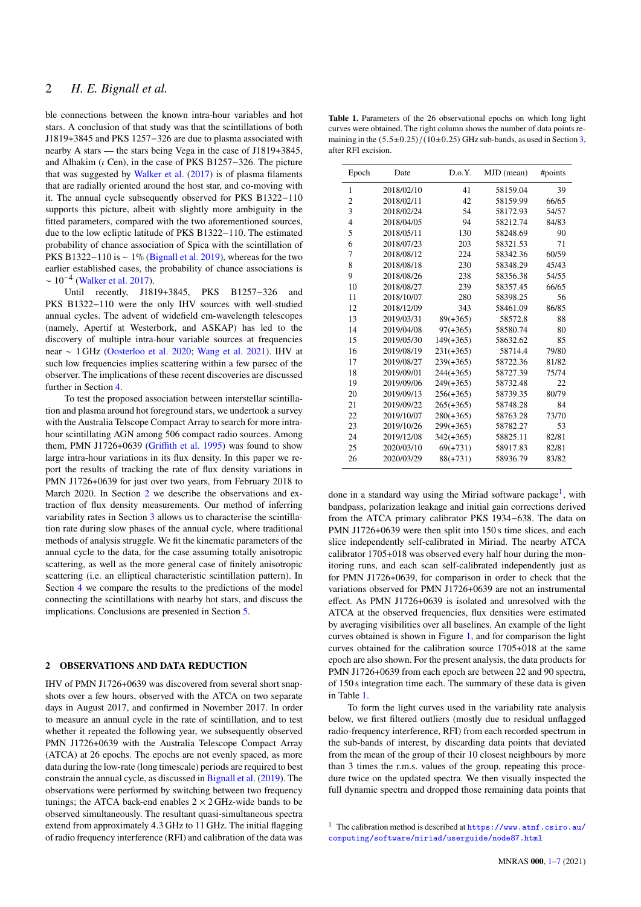ble connections between the known intra-hour variables and hot stars. A conclusion of that study was that the scintillations of both J1819+3845 and PKS 1257−326 are due to plasma associated with nearby A stars — the stars being Vega in the case of J1819+3845, and Alhakim ($\iota$ Cen), in the case of PKS B1257−326. The picture that was suggested by Walker et al. (2017) is of plasma filaments that are radially oriented around the host star, and co-moving with it. The annual cycle subsequently observed for PKS B1322−110 supports this picture, albeit with slightly more ambiguity in the fitted parameters, compared with the two aforementioned sources, due to the low ecliptic latitude of PKS B1322−110. The estimated probability of chance association of Spica with the scintillation of PKS B1322−110 is $\sim 1\%$ (Bignall et al. 2019), whereas for the two earlier established cases, the probability of chance associations is $\sim 10^{-4}$ (Walker et al. 2017).

Until recently, J1819+3845, PKS B1257−326 and PKS B1322−110 were the only IHV sources with well-studied annual cycles. The advent of widefield cm-wavelength telescopes (namely, Apertif at Westerbork, and ASKAP) has led to the discovery of multiple intra-hour variable sources at frequencies near $\sim 1$ GHz (Oosterloo et al. 2020; Wang et al. 2021). IHV at such low frequencies implies scattering within a few parsec of the observer. The implications of these recent discoveries are discussed further in Section 4.

To test the proposed association between interstellar scintillation and plasma around hot foreground stars, we undertook a survey with the Australia Telscope Compact Array to search for more intra-hour scintillating AGN among 506 compact radio sources. Among them, PMN J1726+0639 (Griffith et al. 1995) was found to show large intra-hour variations in its flux density. In this paper we report the results of tracking the rate of flux density variations in PMN J1726+0639 for just over two years, from February 2018 to March 2020. In Section 2 we describe the observations and extraction of flux density measurements. Our method of inferring variability rates in Section 3 allows us to characterise the scintillation rate during slow phases of the annual cycle, where traditional methods of analysis struggle. We fit the kinematic parameters of the annual cycle to the data, for the case assuming totally anisotropic scattering, as well as the more general case of finitely anisotropic scattering (i.e. an elliptical characteristic scintillation pattern). In Section 4 we compare the results to the predictions of the model connecting the scintillations with nearby hot stars, and discuss the implications. Conclusions are presented in Section 5.

## 2 OBSERVATIONS AND DATA REDUCTION

IHV of PMN J1726+0639 was discovered from several short snapshots over a few hours, observed with the ATCA on two separate days in August 2017, and confirmed in November 2017. In order to measure an annual cycle in the rate of scintillation, and to test whether it repeated the following year, we subsequently observed PMN J1726+0639 with the Australia Telescope Compact Array (ATCA) at 26 epochs. The epochs are not evenly spaced, as more data during the low-rate (long timescale) periods are required to best constrain the annual cycle, as discussed in Bignall et al. (2019). The observations were performed by switching between two frequency tunings; the ATCA back-end enables $2 \times 2$ GHz-wide bands to be observed simultaneously. The resultant quasi-simultaneous spectra extend from approximately 4.3 GHz to 11 GHz. The initial flagging of radio frequency interference (RFI) and calibration of the data was done in a standard way using the Miriad software package[1], with bandpass, polarization leakage and initial gain corrections derived from the ATCA primary calibrator PKS 1934−638. The data on PMN J1726+0639 were then split into 150 s time slices, and each slice independently self-calibrated in Miriad. The nearby ATCA calibrator 1705+018 was observed every half hour during the monitoring runs, and each scan self-calibrated independently just as for PMN J1726+0639, for comparison in order to check that the variations observed for PMN J1726+0639 are not an instrumental effect. As PMN J1726+0639 is isolated and unresolved with the ATCA at the observed frequencies, flux densities were estimated by averaging visibilities over all baselines. An example of the light curves obtained is shown in Figure 1, and for comparison the light curves obtained for the calibration source 1705+018 at the same epoch are also shown. For the present analysis, the data products for PMN J1726+0639 from each epoch are between 22 and 90 spectra, of 150 s integration time each. The summary of these data is given in Table 1.

**Table 1.** Parameters of the 26 observational epochs on which long light curves were obtained. The right column shows the number of data points remaining in the $(5.5\pm0.25)/(10\pm0.25)$ GHz sub-bands, as used in Section 3, after RFI excision.

| Epoch | Date | D.o.Y. | MJD (mean) | #points |
|---|---|---|---|---|
| 1 | 2018/02/10 | 41 | 58159.04 | 39 |
| 2 | 2018/02/11 | 42 | 58159.99 | 66/65 |
| 3 | 2018/02/24 | 54 | 58172.93 | 54/57 |
| 4 | 2018/04/05 | 94 | 58212.74 | 84/83 |
| 5 | 2018/05/11 | 130 | 58248.69 | 90 |
| 6 | 2018/07/23 | 203 | 58321.53 | 71 |
| 7 | 2018/08/12 | 224 | 58342.36 | 60/59 |
| 8 | 2018/08/18 | 230 | 58348.29 | 45/43 |
| 9 | 2018/08/26 | 238 | 58356.38 | 54/55 |
| 10 | 2018/08/27 | 239 | 58357.45 | 66/65 |
| 11 | 2018/10/07 | 280 | 58398.25 | 56 |
| 12 | 2018/12/09 | 343 | 58461.09 | 86/85 |
| 13 | 2019/03/31 | 89(+365) | 58572.8 | 88 |
| 14 | 2019/04/08 | 97(+365) | 58580.74 | 80 |
| 15 | 2019/05/30 | 149(+365) | 58632.62 | 85 |
| 16 | 2019/08/19 | 231(+365) | 58714.4 | 79/80 |
| 17 | 2019/08/27 | 239(+365) | 58722.36 | 81/82 |
| 18 | 2019/09/01 | 244(+365) | 58727.39 | 75/74 |
| 19 | 2019/09/06 | 249(+365) | 58732.48 | 22 |
| 20 | 2019/09/13 | 256(+365) | 58739.35 | 80/79 |
| 21 | 2019/09/22 | 265(+365) | 58748.28 | 84 |
| 22 | 2019/10/07 | 280(+365) | 58763.28 | 73/70 |
| 23 | 2019/10/26 | 299(+365) | 58782.27 | 53 |
| 24 | 2019/12/08 | 342(+365) | 58825.11 | 82/81 |
| 25 | 2020/03/10 | 69(+731) | 58917.83 | 82/81 |
| 26 | 2020/03/29 | 88(+731) | 58936.79 | 83/82 |

To form the light curves used in the variability rate analysis below, we first filtered outliers (mostly due to residual unflagged radio-frequency interference, RFI) from each recorded spectrum in the sub-bands of interest, by discarding data points that deviated from the mean of the group of their 10 closest neighbours by more than 3 times the r.m.s. values of the group, repeating this procedure twice on the updated spectra. We then visually inspected the full dynamic spectra and dropped those remaining data points that

[1] The calibration method is described at https://www.atnf.csiro.au/computing/software/miriad/userguide/node87.html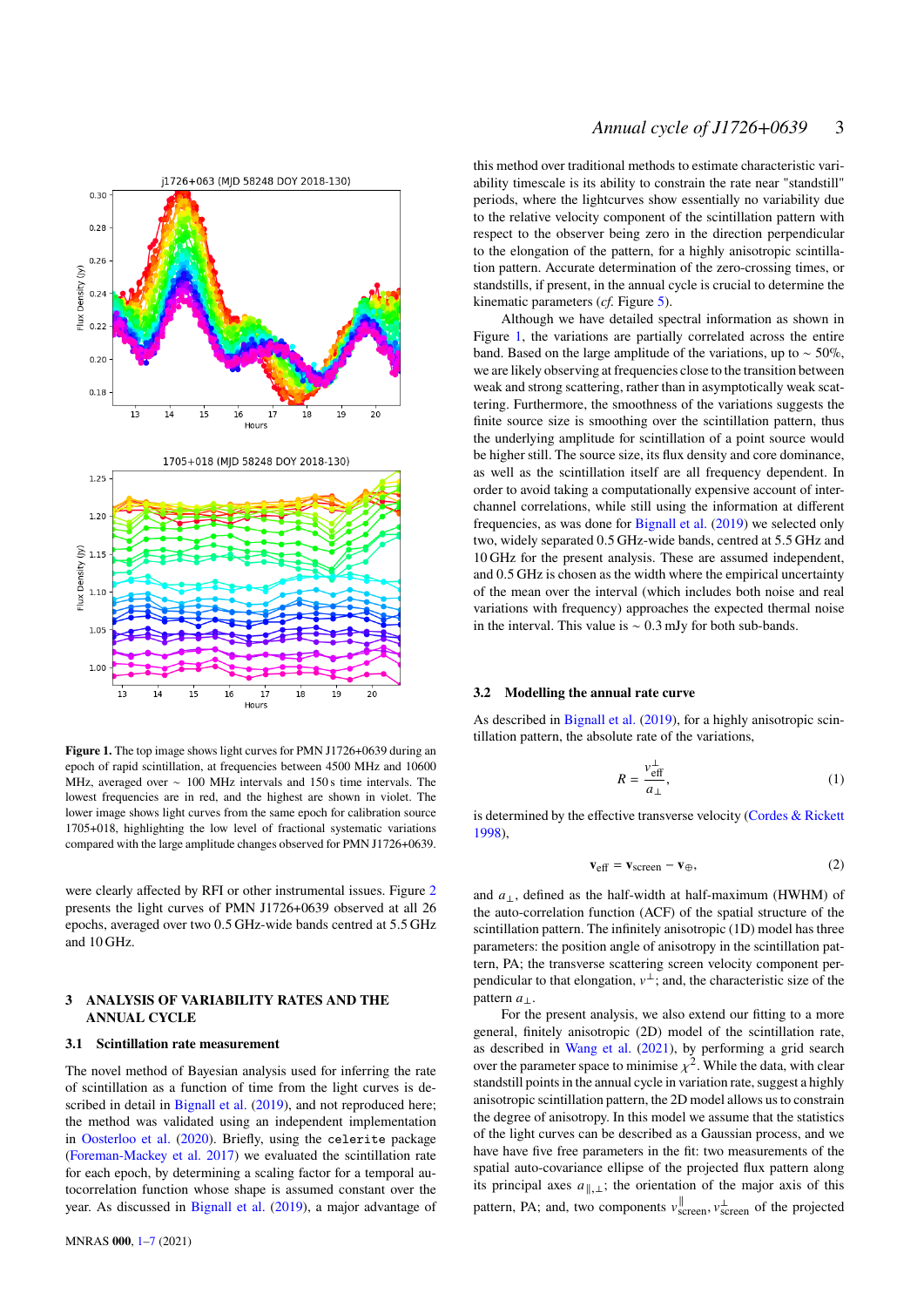Figure 1. The top image shows light curves for PMN J1726+0639 during an epoch of rapid scintillation, at frequencies between 4500 MHz and 10600 MHz, at 100 MHz intervals and 150 s time intervals. The lowest frequencies are in red, and the highest are shown in violet. The lower image shows light curves from the same epoch for calibration source 1705+018, highlighting the low level of fractional systematic variations compared with the large amplitude changes observed for PMN J1726+0639.

were clearly affected by RFI or other instrumental issues. Figure 2 presents the light curves of PMN J1726+0639 observed at all 26 epochs, averaged over two 0.5 GHz-wide bands centred at 5.5 GHz and 10 GHz.

## 3 ANALYSIS OF VARIABILITY RATES AND THE ANNUAL CYCLE

### 3.1 Scintillation rate measurement

The novel method of Bayesian analysis used for inferring the rate of scintillation as a function of time from the light curves is described in detail in Bignall et al. (2019), and not reproduced here; the method was validated using an independent implementation in Oosterloo et al. (2020). Briefly, using the `celerite` package (Foreman-Mackey et al. 2017) we evaluated the scintillation rate for each epoch, by determining a scaling factor for a temporal autocorrelation function whose shape is assumed constant over the year. As discussed in Bignall et al. (2019), a major advantage of this method over traditional methods to estimate characteristic variability timescale is its ability to constrain the rate near "standstill" periods, where the lightcurves show essentially no variability due to the relative velocity component of the scintillation pattern with respect to the observer being zero in the direction perpendicular to the elongation of the pattern, for a highly anisotropic scintillation pattern. Accurate determination of the zero-crossing times, or standstills, if present, in the annual cycle is crucial to determine the kinematic parameters (*cf.* Figure 5).

Although we have detailed spectral information as shown in Figure 1, the variations are partially correlated across the entire band. Based on the large amplitude of the variations, up to $\sim 50\%$, we are likely observing at frequencies close to the transition between weak and strong scattering, rather than in asymptotically weak scattering. Furthermore, the smoothness of the variations suggests the finite source size is smoothing over the scintillation pattern, thus the underlying amplitude for scintillation of a point source would be higher still. The source size, its flux density and core dominance, as well as the scintillation itself are all frequency dependent. In order to avoid taking a computationally expensive account of inter-channel correlations, while still using the information at different frequencies, as was done for Bignall et al. (2019) we selected only two, widely separated 0.5 GHz-wide bands, centred at 5.5 GHz and 10 GHz for the present analysis. These are assumed independent, and 0.5 GHz is chosen as the width where the empirical uncertainty of the mean over the interval (which includes both noise and real variations with frequency) approaches the expected thermal noise in the interval. This value is $\sim 0.3$ mJy for both sub-bands.

### 3.2 Modelling the annual rate curve

As described in Bignall et al. (2019), for a highly anisotropic scintillation pattern, the absolute rate of the variations,

$$R = \frac{v_{\rm eff}^{\perp}}{a_{\perp}}, \tag{1}$$

is determined by the effective transverse velocity (Cordes & Rickett 1998),

$$\mathbf{v}_{\rm eff} = \mathbf{v}_{\rm screen} - \mathbf{v}_{\oplus}, \tag{2}$$

and $a_{\perp}$, defined as the half-width at half-maximum (HWHM) of the auto-correlation function (ACF) of the spatial structure of the scintillation pattern. The infinitely anisotropic (1D) model has three parameters: the position angle of anisotropy in the scintillation pattern, PA; the transverse scattering screen velocity component perpendicular to that elongation, $v^{\perp}$; and, the characteristic size of the pattern $a_{\perp}$.

For the present analysis, we also extend our fitting to a more general, finitely anisotropic (2D) model of the scintillation rate, as described in Wang et al. (2021), by performing a grid search over the parameter space to minimise $\chi^2$. While the data, with clear standstill points in the annual cycle in variation rate, suggest a highly anisotropic scintillation pattern, the 2D model allows us to constrain the degree of anisotropy. In this model we assume that the statistics of the light curves can be described as a Gaussian process, and we have have five free parameters in the fit: two measurements of the spatial auto-covariance ellipse of the projected flux pattern along its principal axes $a_{\parallel,\perp}$; the orientation of the major axis of this pattern, PA; and, two components $v_{\rm screen}^{\parallel}, v_{\rm screen}^{\perp}$ of the projected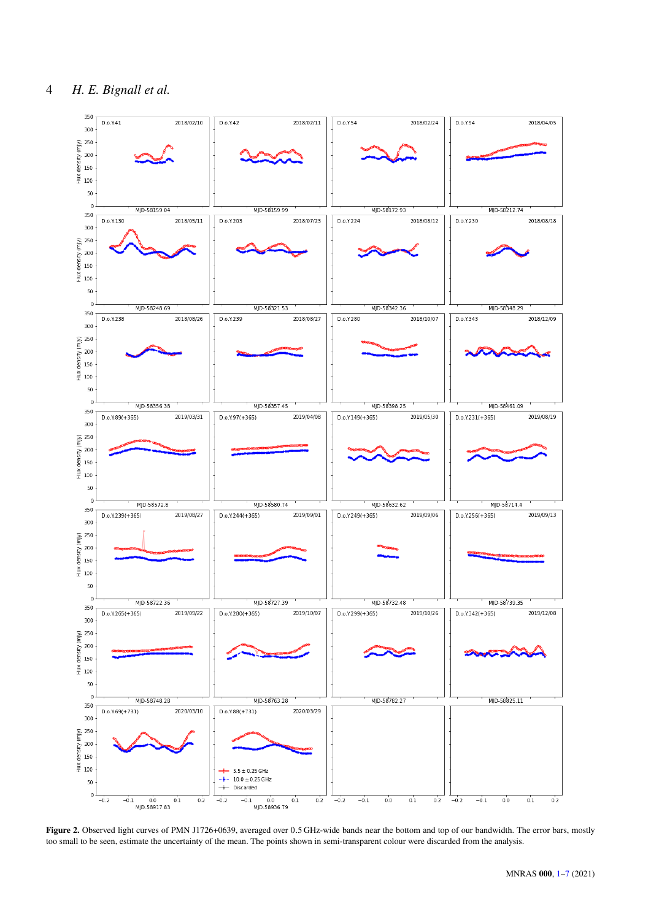**Figure 2.** Observed light curves of PMN J1726+0639, averaged over 0.5 GHz-wide bands near the bottom and top of our bandwidth. The error bars, mostly too small to be seen, estimate the uncertainty of the mean. The points shown in semi-transparent colour were discarded from the analysis.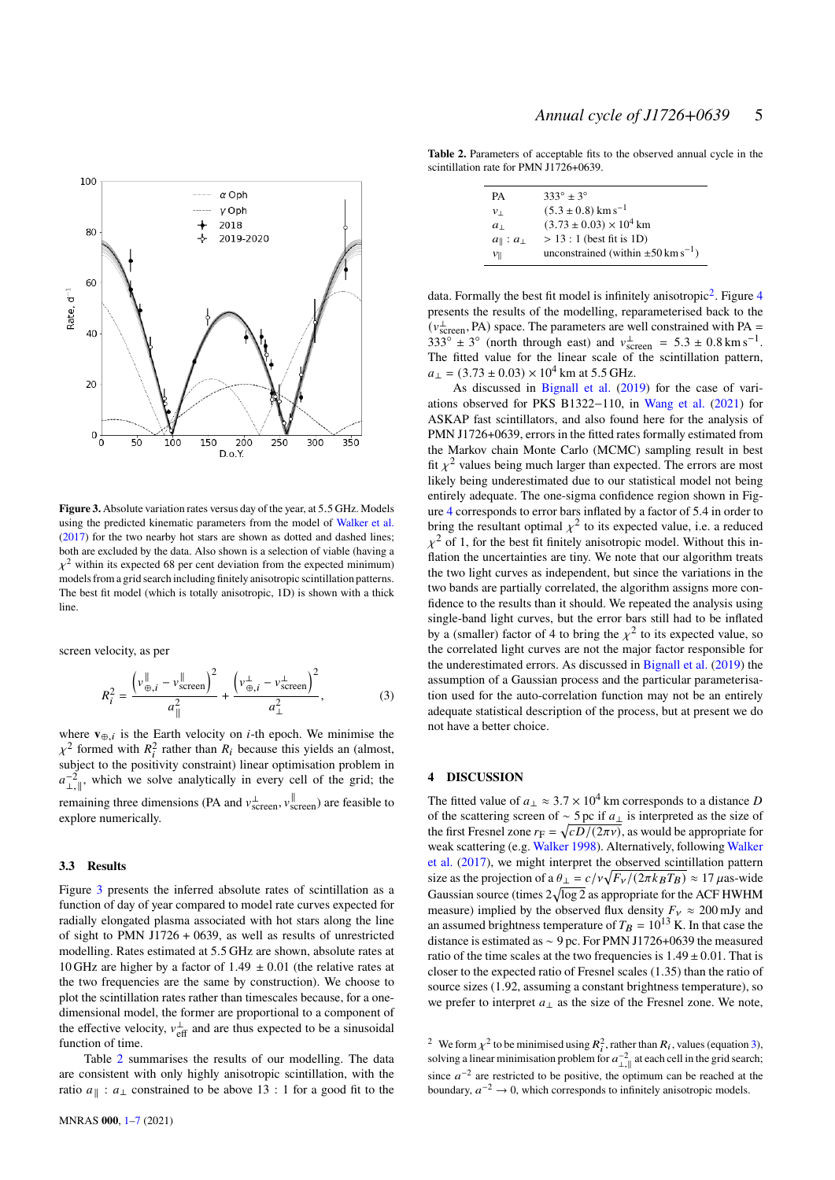**Figure 3.** Absolute variation rates versus day of the year, at 5.5 GHz. Models using the predicted kinematic parameters from the model of Walker et al. (2017) for the two nearby hot stars are shown as dotted and dashed lines; both are excluded by the data. Also shown is a selection of viable (having a $\chi^2$ within its expected 68 per cent deviation from the expected minimum) models from a grid search including finitely anisotropic scintillation patterns. The best fit model (which is totally anisotropic, 1D) is shown with a thick line.

screen velocity, as per

$$R_i^2 = \frac{\left(v_{\oplus,i}^{\parallel} - v_{\rm screen}^{\parallel}\right)^2}{a_{\parallel}^2} + \frac{\left(v_{\oplus,i}^{\perp} - v_{\rm screen}^{\perp}\right)^2}{a_{\perp}^2}, \quad (3)$$

where $\mathbf{v}_{\oplus,i}$ is the Earth velocity on $i$-th epoch. We minimise the $\chi^2$ formed with $R_i^2$ rather than $R_i$ because this yields an (almost, subject to the positivity constraint) linear optimisation problem in $a_{\perp,\parallel}^{-2}$, which we solve analytically in every cell of the grid; the remaining three dimensions (PA and $v_{\rm screen}^{\perp}$, $v_{\rm screen}^{\parallel}$) are feasible to explore numerically.

### 3.3 Results

Figure 3 presents the inferred absolute rates of scintillation as a function of day of year compared to model rate curves expected for radially elongated plasma associated with hot stars along the line of sight to PMN J1726 + 0639, as well as results of unrestricted modelling. Rates estimated at 5.5 GHz are shown, absolute rates at 10 GHz are higher by a factor of 1.49 $\pm$ 0.01 (the relative rates at the two frequencies are the same by construction). We choose to plot the scintillation rates rather than timescales because, for a one-dimensional model, the former are proportional to a component of the effective velocity, $v_{\rm eff}^{\perp}$ and are thus expected to be a sinusoidal function of time.

Table 2 summarises the results of our modelling. The data are consistent with only highly anisotropic scintillation, with the ratio $a_{\parallel} : a_{\perp}$ constrained to be above 13 : 1 for a good fit to the data. Formally the best fit model is infinitely anisotropic[2]. Figure 4 presents the results of the modelling, reparameterised back to the ($v_{\rm screen}^{\perp}$, PA) space. The parameters are well constrained with PA = 333° $\pm$ 3° (north through east) and $v_{\rm screen}^{\perp}$ = 5.3 $\pm$ 0.8 km s$^{-1}$. The fitted value for the linear scale of the scintillation pattern, $a_{\perp} = (3.73 \pm 0.03) \times 10^4$ km at 5.5 GHz.

**Table 2.** Parameters of acceptable fits to the observed annual cycle in the scintillation rate for PMN J1726+0639.

| | |
|---|---|
| PA | 333° $\pm$ 3° |
| $v_{\perp}$ | $(5.3 \pm 0.8)$ km s$^{-1}$ |
| $a_{\perp}$ | $(3.73 \pm 0.03) \times 10^4$ km |
| $a_{\parallel} : a_{\perp}$ | > 13 : 1 (best fit is 1D) |
| $v_{\parallel}$ | unconstrained (within $\pm$50 km s$^{-1}$) |

As discussed in Bignall et al. (2019) for the case of variations observed for PKS B1322−110, in Wang et al. (2021) for ASKAP fast scintillators, and also found here for the analysis of PMN J1726+0639, errors in the fitted rates formally estimated from the Markov chain Monte Carlo (MCMC) sampling result in best fit $\chi^2$ values being much larger than expected. The errors are most likely being underestimated due to our statistical model not being entirely adequate. The one-sigma confidence region shown in Figure 4 corresponds to error bars inflated by a factor of 5.4 in order to bring the resultant optimal $\chi^2$ to its expected value, i.e. a reduced $\chi^2$ of 1, for the best fit finitely anisotropic model. Without this inflation the uncertainties are tiny. We note that our algorithm treats the two light curves as independent, but since the variations in the two bands are partially correlated, the algorithm assigns more confidence to the results than it should. We repeated the analysis using single-band light curves, but the error bars still had to be inflated by a (smaller) factor of 4 to bring the $\chi^2$ to its expected value, so the correlated light curves are not the major factor responsible for the underestimated errors. As discussed in Bignall et al. (2019) the assumption of a Gaussian process and the particular parameterisation used for the auto-correlation function may not be an entirely adequate statistical description of the process, but at present we do not have a better choice.

## 4 DISCUSSION

The fitted value of $a_{\perp} \approx 3.7 \times 10^4$ km corresponds to a distance $D$ of the scattering screen of ∼ 5 pc if $a_{\perp}$ is interpreted as the size of the first Fresnel zone $r_{\rm F} = \sqrt{cD/(2\pi\nu)}$, as would be appropriate for weak scattering (e.g. Walker 1998). Alternatively, following Walker et al. (2017), we might interpret the observed scintillation pattern size as the projection of a $\theta_{\perp} = c/\nu\sqrt{F_\nu/(2\pi k_B T_B)} \approx 17\,\mu$as-wide Gaussian source (times $2\sqrt{\log 2}$ as appropriate for the ACF HWHM measure) implied by the observed flux density $F_\nu \approx 200$ mJy and an assumed brightness temperature of $T_B = 10^{13}$ K. In that case the distance is estimated as ∼ 9 pc. For PMN J1726+0639 the measured ratio of the time scales at the two frequencies is 1.49 $\pm$ 0.01. That is closer to the expected ratio of Fresnel scales (1.35) than the ratio of source sizes (1.92, assuming a constant brightness temperature), so we prefer to interpret $a_{\perp}$ as the size of the Fresnel zone. We note,

[2] We form $\chi^2$ to be minimised using $R_i^2$, rather than $R_i$, values (equation 3), solving a linear minimisation problem for $a_{\perp,\parallel}^{-2}$ at each cell in the grid search; since $a^{-2}$ are restricted to be positive, the optimum can be reached at the boundary, $a^{-2} \rightarrow 0$, which corresponds to infinitely anisotropic models.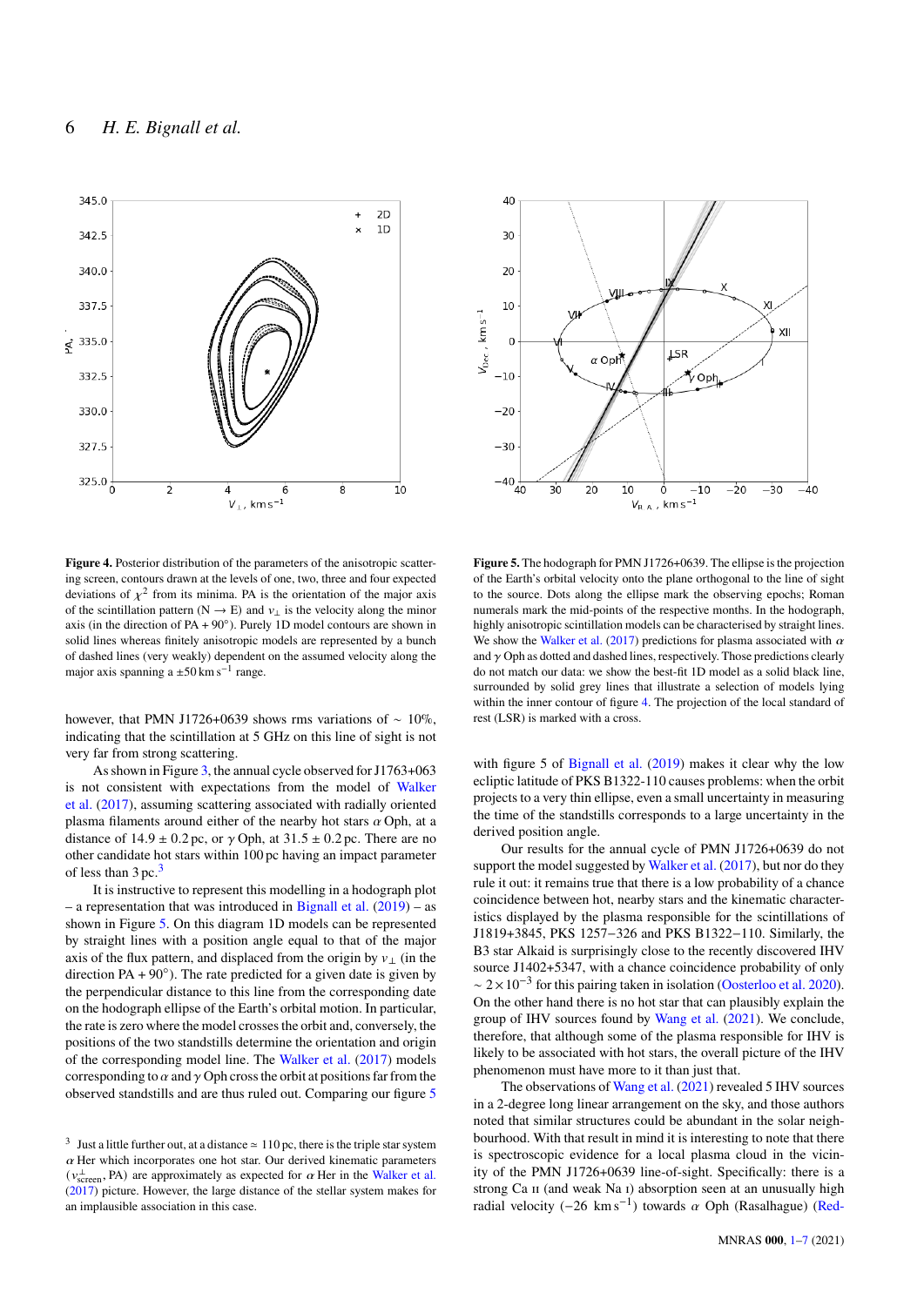**Figure 4.** Posterior distribution of the parameters of the anisotropic scattering screen, contours drawn at the levels of one, two, three and four expected deviations of $\chi^2$ from its minima. PA is the orientation of the major axis of the scintillation pattern (N → E) and $v_\perp$ is the velocity along the minor axis (in the direction of PA + 90°). Purely 1D model contours are shown in solid lines whereas finitely anisotropic models are represented by a bunch of dashed lines (very weakly) dependent on the assumed velocity along the major axis spanning a $\pm 50\,\mathrm{km\,s^{-1}}$ range.

**Figure 5.** The hodograph for PMN J1726+0639. The ellipse is the projection of the Earth's orbital velocity onto the plane orthogonal to the line of sight to the source. Dots along the ellipse mark the observing epochs; Roman numerals mark the mid-points of the respective months. In the hodograph, highly anisotropic scintillation models can be characterised by straight lines. We show the Walker et al. (2017) predictions for plasma associated with $\alpha$ and $\gamma$ Oph as dotted and dashed lines, respectively. Those predictions clearly do not match our data: we show the best-fit 1D model as a solid black line, surrounded by solid grey lines that illustrate a selection of models lying within the inner contour of figure 4. The projection of the local standard of rest (LSR) is marked with a cross.

however, that PMN J1726+0639 shows rms variations of $\sim 10\%$, indicating that the scintillation at 5 GHz on this line of sight is not very far from strong scattering.

As shown in Figure 3, the annual cycle observed for J1763+063 is not consistent with expectations from the model of Walker et al. (2017), assuming scattering associated with radially oriented plasma filaments around either of the nearby hot stars $\alpha$ Oph, at a distance of $14.9 \pm 0.2$ pc, or $\gamma$ Oph, at $31.5 \pm 0.2$ pc. There are no other candidate hot stars within 100 pc having an impact parameter of less than 3 pc.[3]

It is instructive to represent this modelling in a hodograph plot – a representation that was introduced in Bignall et al. (2019) – as shown in Figure 5. On this diagram 1D models can be represented by straight lines with a position angle equal to that of the major axis of the flux pattern, and displaced from the origin by $v_\perp$ (in the direction PA + 90°). The rate predicted for a given date is given by the perpendicular distance to this line from the corresponding date on the hodograph ellipse of the Earth's orbital motion. In particular, the rate is zero where the model crosses the orbit and, conversely, the positions of the two standstills determine the orientation and origin of the corresponding model line. The Walker et al. (2017) models corresponding to $\alpha$ and $\gamma$ Oph cross the orbit at positions far from the observed standstills and are thus ruled out. Comparing our figure 5 with figure 5 of Bignall et al. (2019) makes it clear why the low ecliptic latitude of PKS B1322-110 causes problems: when the orbit projects to a very thin ellipse, even a small uncertainty in measuring the time of the standstills corresponds to a large uncertainty in the derived position angle.

Our results for the annual cycle of PMN J1726+0639 do not support the model suggested by Walker et al. (2017), but nor do they rule it out: it remains true that there is a low probability of a chance coincidence between hot, nearby stars and the kinematic characteristics displayed by the plasma responsible for the scintillations of J1819+3845, PKS 1257−326 and PKS B1322−110. Similarly, the B3 star Alkaid is surprisingly close to the recently discovered IHV source J1402+5347, with a chance coincidence probability of only $\sim 2 \times 10^{-3}$ for this pairing taken in isolation (Oosterloo et al. 2020). On the other hand there is no hot star that can plausibly explain the group of IHV sources found by Wang et al. (2021). We conclude, therefore, that although some of the plasma responsible for IHV is likely to be associated with hot stars, the overall picture of the IHV phenomenon must have more to it than just that.

The observations of Wang et al. (2021) revealed 5 IHV sources in a 2-degree long linear arrangement on the sky, and those authors noted that similar structures could be abundant in the solar neighbourhood. With that result in mind it is interesting to note that there is spectroscopic evidence for a local plasma cloud in the vicinity of the PMN J1726+0639 line-of-sight. Specifically: there is a strong Ca II (and weak Na I) absorption seen at an unusually high radial velocity ($-26\ \mathrm{km\,s^{-1}}$) towards $\alpha$ Oph (Rasalhague) (Red-

[3] Just a little further out, at a distance ≃ 110 pc, there is the triple star system $\alpha$ Her which incorporates one hot star. Our derived kinematic parameters ($v^{\perp}_{\rm screen}$, PA) are approximately as expected for $\alpha$ Her in the Walker et al. (2017) picture. However, the large distance of the stellar system makes for an implausible association in this case.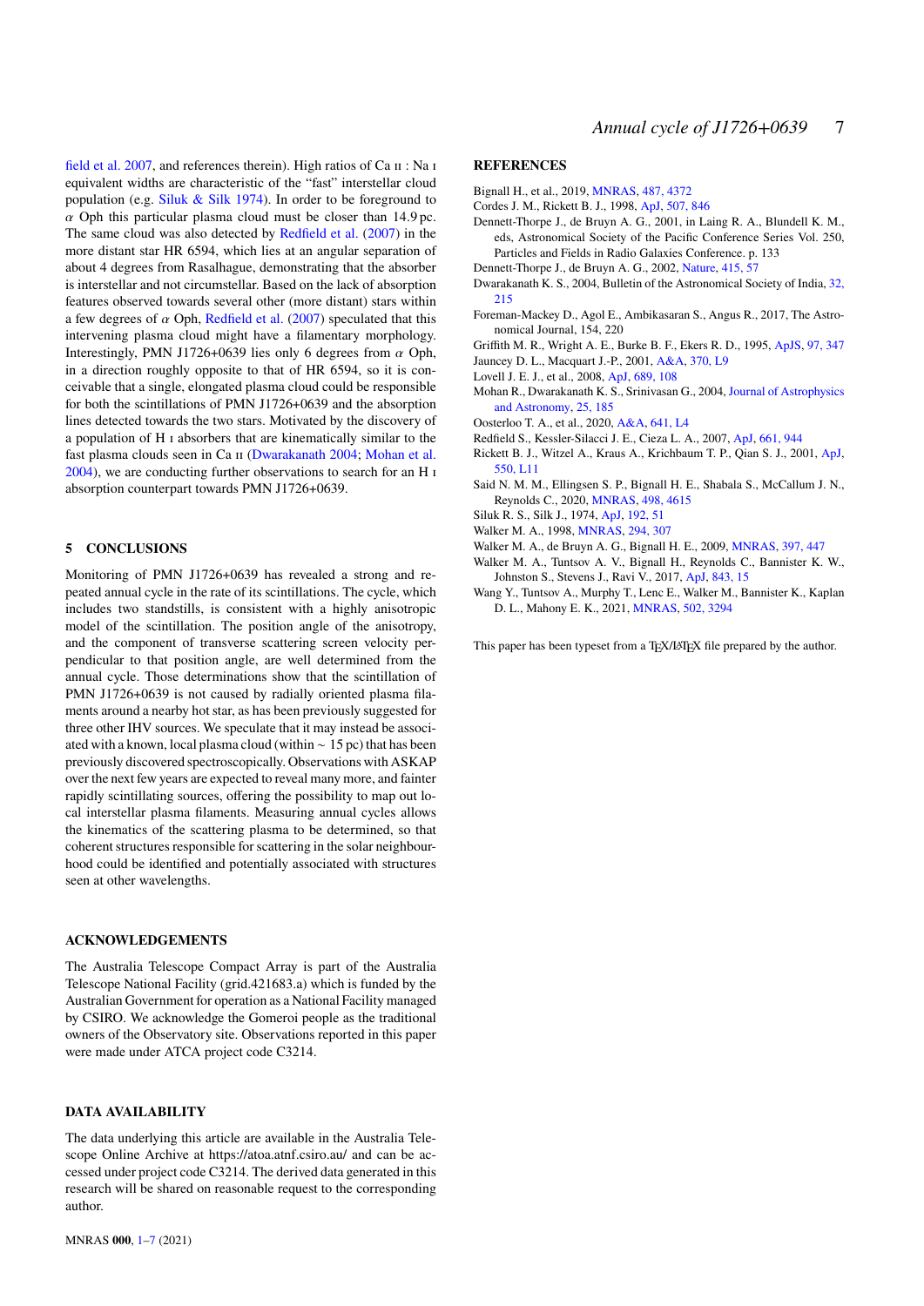field et al. 2007, and references therein). High ratios of Ca II : Na I equivalent widths are characteristic of the "fast" interstellar cloud population (e.g. Siluk & Silk 1974). In order to be foreground to $\alpha$ Oph this particular plasma cloud must be closer than 14.9 pc. The same cloud was also detected by Redfield et al. (2007) in the more distant star HR 6594, which lies at an angular separation of about 4 degrees from Rasalhague, demonstrating that the absorber is interstellar and not circumstellar. Based on the lack of absorption features observed towards several other (more distant) stars within a few degrees of $\alpha$ Oph, Redfield et al. (2007) speculated that this intervening plasma cloud might have a filamentary morphology. Interestingly, PMN J1726+0639 lies only 6 degrees from $\alpha$ Oph, in a direction roughly opposite to that of HR 6594, so it is conceivable that a single, elongated plasma cloud could be responsible for both the scintillations of PMN J1726+0639 and the absorption lines detected towards the two stars. Motivated by the discovery of a population of H I absorbers that are kinematically similar to the fast plasma clouds seen in Ca II (Dwarakanath 2004; Mohan et al. 2004), we are conducting further observations to search for an H I absorption counterpart towards PMN J1726+0639.

## 5 CONCLUSIONS

Monitoring of PMN J1726+0639 has revealed a strong and repeated annual cycle in the rate of its scintillations. The cycle, which includes two standstills, is consistent with a highly anisotropic model of the scintillation. The position angle of the anisotropy, and the component of transverse scattering screen velocity perpendicular to that position angle, are well determined from the annual cycle. Those determinations show that the scintillation of PMN J1726+0639 is not caused by radially oriented plasma filaments around a nearby hot star, as has been previously suggested for three other IHV sources. We speculate that it may instead be associated with a known, local plasma cloud (within $\sim$ 15 pc) that has been previously discovered spectroscopically. Observations with ASKAP over the next few years are expected to reveal many more, and fainter rapidly scintillating sources, offering the possibility to map out local interstellar plasma filaments. Measuring annual cycles allows the kinematics of the scattering plasma to be determined, so that coherent structures responsible for scattering in the solar neighbourhood could be identified and potentially associated with structures seen at other wavelengths.

## ACKNOWLEDGEMENTS

The Australia Telescope Compact Array is part of the Australia Telescope National Facility (grid.421683.a) which is funded by the Australian Government for operation as a National Facility managed by CSIRO. We acknowledge the Gomeroi people as the traditional owners of the Observatory site. Observations reported in this paper were made under ATCA project code C3214.

## DATA AVAILABILITY

The data underlying this article are available in the Australia Telescope Online Archive at https://atoa.atnf.csiro.au/ and can be accessed under project code C3214. The derived data generated in this research will be shared on reasonable request to the corresponding author.

## REFERENCES

Bignall H., et al., 2019, MNRAS, 487, 4372

Cordes J. M., Rickett B. J., 1998, ApJ, 507, 846

Dennett-Thorpe J., de Bruyn A. G., 2001, in Laing R. A., Blundell K. M., eds, Astronomical Society of the Pacific Conference Series Vol. 250, Particles and Fields in Radio Galaxies Conference. p. 133

Dennett-Thorpe J., de Bruyn A. G., 2002, Nature, 415, 57

Dwarakanath K. S., 2004, Bulletin of the Astronomical Society of India, 32, 215

Foreman-Mackey D., Agol E., Ambikasaran S., Angus R., 2017, The Astronomical Journal, 154, 220

Griffith M. R., Wright A. E., Burke B. F., Ekers R. D., 1995, ApJS, 97, 347

Jauncey D. L., Macquart J.-P., 2001, A&A, 370, L9

Lovell J. E. J., et al., 2008, ApJ, 689, 108

Mohan R., Dwarakanath K. S., Srinivasan G., 2004, Journal of Astrophysics and Astronomy, 25, 185

Oosterloo T. A., et al., 2020, A&A, 641, L4

Redfield S., Kessler-Silacci J. E., Cieza L. A., 2007, ApJ, 661, 944

Rickett B. J., Witzel A., Kraus A., Krichbaum T. P., Qian S. J., 2001, ApJ, 550, L11

Said N. M. M., Ellingsen S. P., Bignall H. E., Shabala S., McCallum J. N., Reynolds C., 2020, MNRAS, 498, 4615

Siluk R. S., Silk J., 1974, ApJ, 192, 51

Walker M. A., 1998, MNRAS, 294, 307

Walker M. A., de Bruyn A. G., Bignall H. E., 2009, MNRAS, 397, 447

Walker M. A., Tuntsov A. V., Bignall H., Reynolds C., Bannister K. W., Johnston S., Stevens J., Ravi V., 2017, ApJ, 843, 15

Wang Y., Tuntsov A., Murphy T., Lenc E., Walker M., Bannister K., Kaplan D. L., Mahony E. K., 2021, MNRAS, 502, 3294

This paper has been typeset from a TEX/LATEX file prepared by the author.